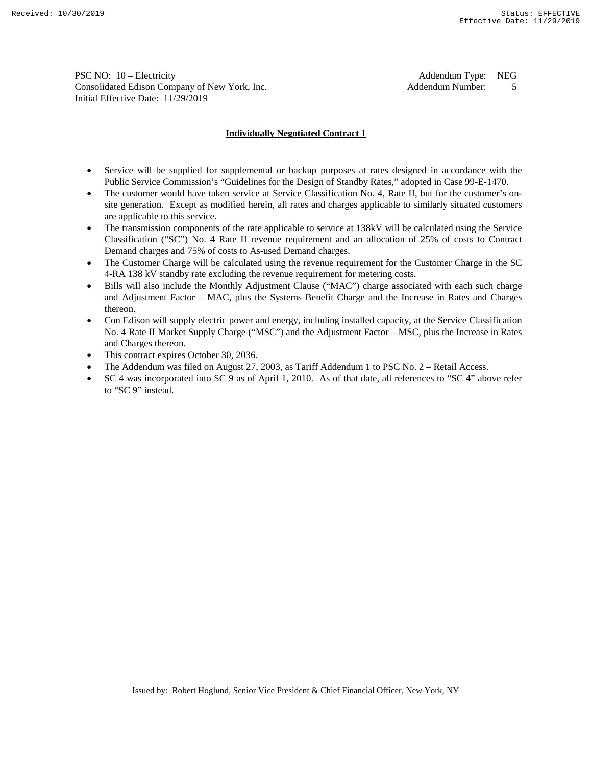PSC NO: 10 – Electricity
Consolidated Edison Company of New York, Inc.
Initial Effective Date: 11/29/2019

Addendum Type: NEG
Addendum Number: 5

## Individually Negotiated Contract 1

- Service will be supplied for supplemental or backup purposes at rates designed in accordance with the Public Service Commission's "Guidelines for the Design of Standby Rates," adopted in Case 99-E-1470.
- The customer would have taken service at Service Classification No. 4, Rate II, but for the customer's on-site generation. Except as modified herein, all rates and charges applicable to similarly situated customers are applicable to this service.
- The transmission components of the rate applicable to service at 138kV will be calculated using the Service Classification ("SC") No. 4 Rate II revenue requirement and an allocation of 25% of costs to Contract Demand charges and 75% of costs to As-used Demand charges.
- The Customer Charge will be calculated using the revenue requirement for the Customer Charge in the SC 4-RA 138 kV standby rate excluding the revenue requirement for metering costs.
- Bills will also include the Monthly Adjustment Clause ("MAC") charge associated with each such charge and Adjustment Factor – MAC, plus the Systems Benefit Charge and the Increase in Rates and Charges thereon.
- Con Edison will supply electric power and energy, including installed capacity, at the Service Classification No. 4 Rate II Market Supply Charge ("MSC") and the Adjustment Factor – MSC, plus the Increase in Rates and Charges thereon.
- This contract expires October 30, 2036.
- The Addendum was filed on August 27, 2003, as Tariff Addendum 1 to PSC No. 2 – Retail Access.
- SC 4 was incorporated into SC 9 as of April 1, 2010. As of that date, all references to "SC 4" above refer to "SC 9" instead.

Issued by: Robert Hoglund, Senior Vice President & Chief Financial Officer, New York, NY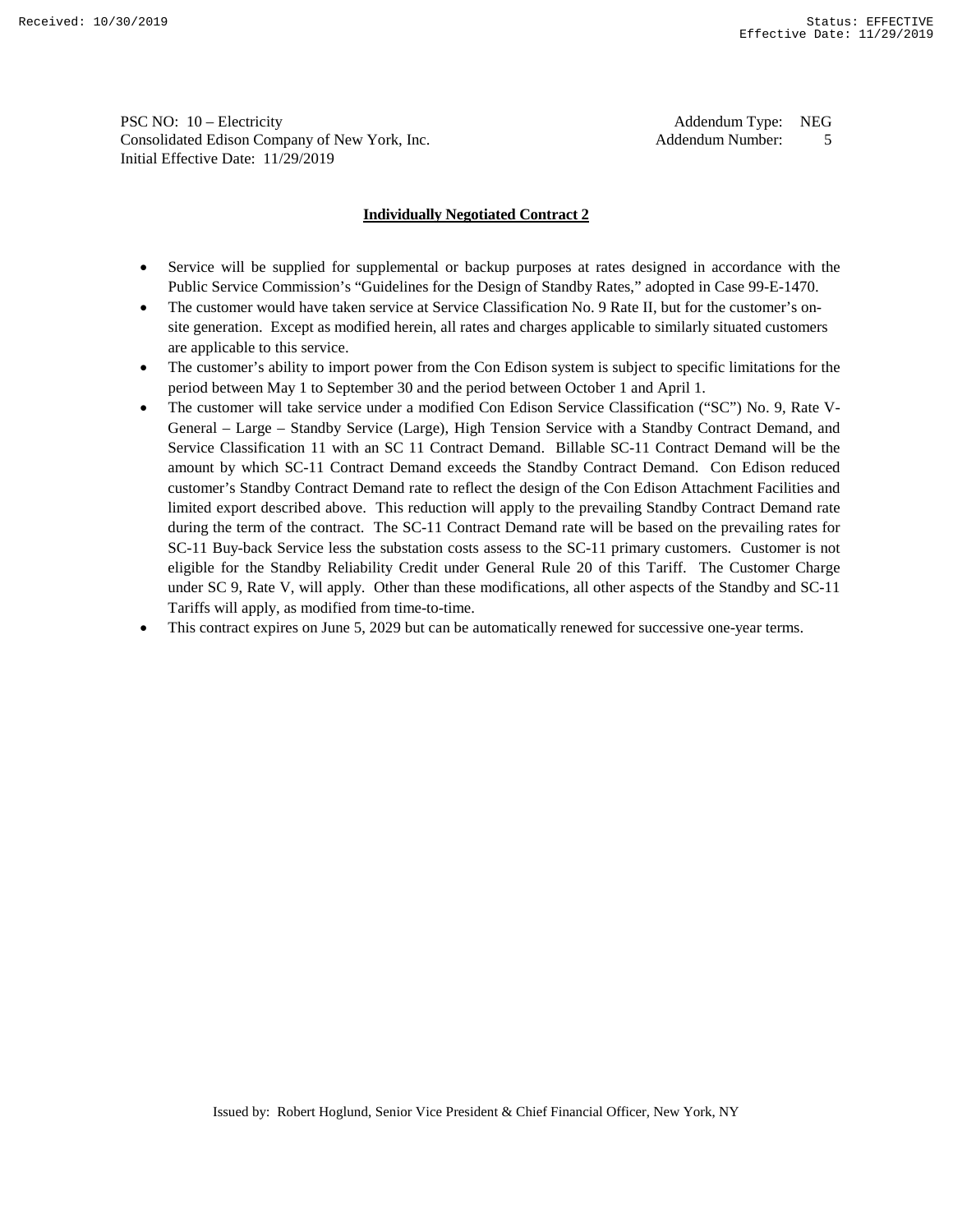PSC NO: 10 – Electricity
Consolidated Edison Company of New York, Inc.
Initial Effective Date: 11/29/2019

Addendum Type: NEG
Addendum Number: 5

## Individually Negotiated Contract 2

- Service will be supplied for supplemental or backup purposes at rates designed in accordance with the Public Service Commission's "Guidelines for the Design of Standby Rates," adopted in Case 99-E-1470.
- The customer would have taken service at Service Classification No. 9 Rate II, but for the customer's on-site generation. Except as modified herein, all rates and charges applicable to similarly situated customers are applicable to this service.
- The customer's ability to import power from the Con Edison system is subject to specific limitations for the period between May 1 to September 30 and the period between October 1 and April 1.
- The customer will take service under a modified Con Edison Service Classification ("SC") No. 9, Rate V-General – Large – Standby Service (Large), High Tension Service with a Standby Contract Demand, and Service Classification 11 with an SC 11 Contract Demand. Billable SC-11 Contract Demand will be the amount by which SC-11 Contract Demand exceeds the Standby Contract Demand. Con Edison reduced customer's Standby Contract Demand rate to reflect the design of the Con Edison Attachment Facilities and limited export described above. This reduction will apply to the prevailing Standby Contract Demand rate during the term of the contract. The SC-11 Contract Demand rate will be based on the prevailing rates for SC-11 Buy-back Service less the substation costs assess to the SC-11 primary customers. Customer is not eligible for the Standby Reliability Credit under General Rule 20 of this Tariff. The Customer Charge under SC 9, Rate V, will apply. Other than these modifications, all other aspects of the Standby and SC-11 Tariffs will apply, as modified from time-to-time.
- This contract expires on June 5, 2029 but can be automatically renewed for successive one-year terms.

Issued by: Robert Hoglund, Senior Vice President & Chief Financial Officer, New York, NY